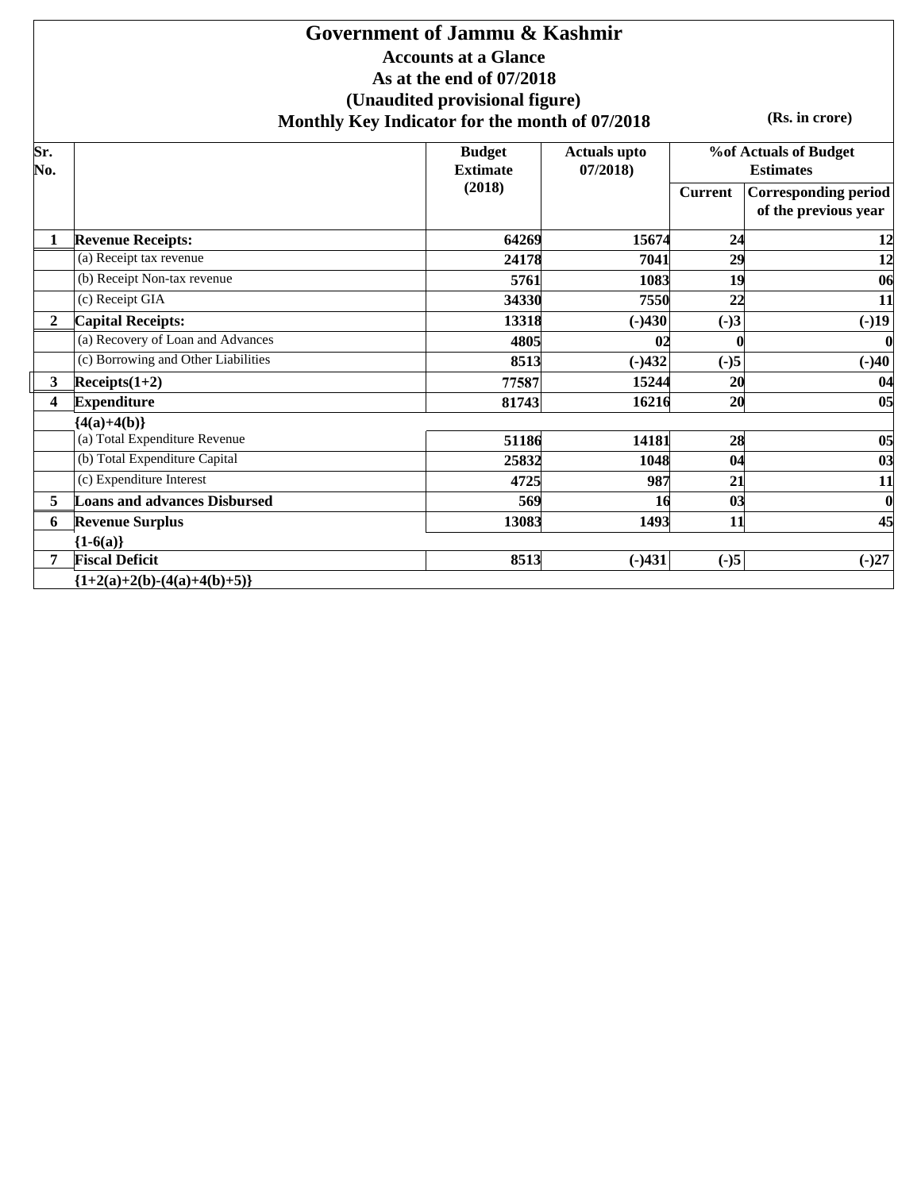# Government of Jammu & Kashmir

**Accounts at a Glance**

**As at the end of 07/2018**

**(Unaudited provisional figure)**

**Monthly Key Indicator for the month of 07/2018**

**(Rs. in crore)**

| Sr. No. | | Budget Extimate (2018) | Actuals upto 07/2018) | %of Actuals of Budget Estimates | |
|---|---|---|---|---|---|
| | | | | Current | Corresponding period of the previous year |
| 1 | **Revenue Receipts:** | 64269 | 15674 | 24 | 12 |
| | (a) Receipt tax revenue | 24178 | 7041 | 29 | 12 |
| | (b) Receipt Non-tax revenue | 5761 | 1083 | 19 | 06 |
| | (c) Receipt GIA | 34330 | 7550 | 22 | 11 |
| 2 | **Capital Receipts:** | 13318 | (-)430 | (-)3 | (-)19 |
| | (a) Recovery of Loan and Advances | 4805 | 02 | 0 | 0 |
| | (c) Borrowing and Other Liabilities | 8513 | (-)432 | (-)5 | (-)40 |
| 3 | **Receipts(1+2)** | 77587 | 15244 | 20 | 04 |
| 4 | **Expenditure {4(a)+4(b)}** | 81743 | 16216 | 20 | 05 |
| | (a) Total Expenditure Revenue | 51186 | 14181 | 28 | 05 |
| | (b) Total Expenditure Capital | 25832 | 1048 | 04 | 03 |
| | (c) Expenditure Interest | 4725 | 987 | 21 | 11 |
| 5 | **Loans and advances Disbursed** | 569 | 16 | 03 | 0 |
| 6 | **Revenue Surplus {1-6(a)}** | 13083 | 1493 | 11 | 45 |
| 7 | **Fiscal Deficit {1+2(a)+2(b)-(4(a)+4(b)+5)}** | 8513 | (-)431 | (-)5 | (-)27 |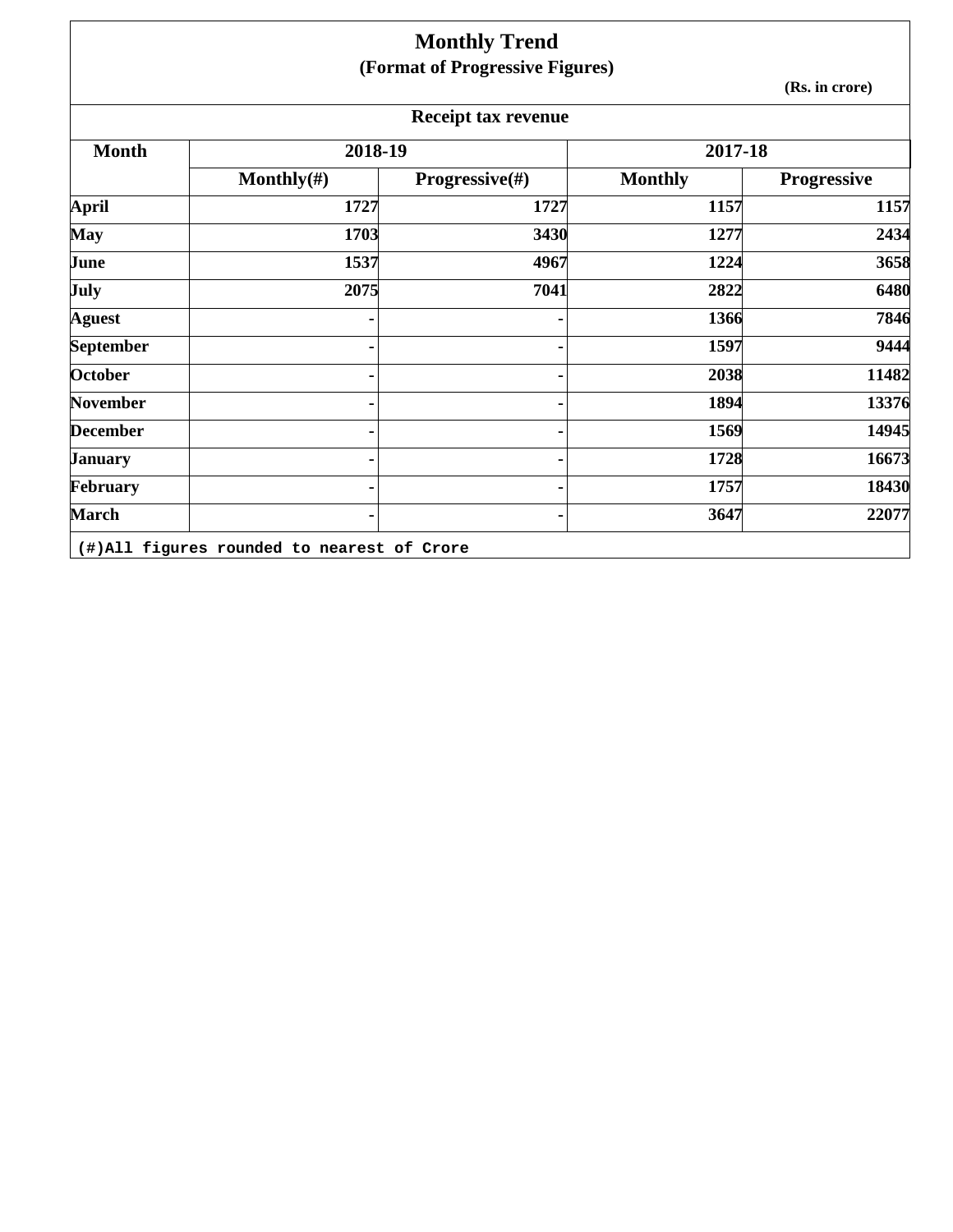# Monthly Trend

## (Format of Progressive Figures)

(Rs. in crore)

### Receipt tax revenue

| Month | 2018-19 | | 2017-18 | |
|---|---|---|---|---|
| | Monthly(#) | Progressive(#) | Monthly | Progressive |
| April | 1727 | 1727 | 1157 | 1157 |
| May | 1703 | 3430 | 1277 | 2434 |
| June | 1537 | 4967 | 1224 | 3658 |
| July | 2075 | 7041 | 2822 | 6480 |
| Aguest | - | - | 1366 | 7846 |
| September | - | - | 1597 | 9444 |
| October | - | - | 2038 | 11482 |
| November | - | - | 1894 | 13376 |
| December | - | - | 1569 | 14945 |
| January | - | - | 1728 | 16673 |
| February | - | - | 1757 | 18430 |
| March | - | - | 3647 | 22077 |

(#)All figures rounded to nearest of Crore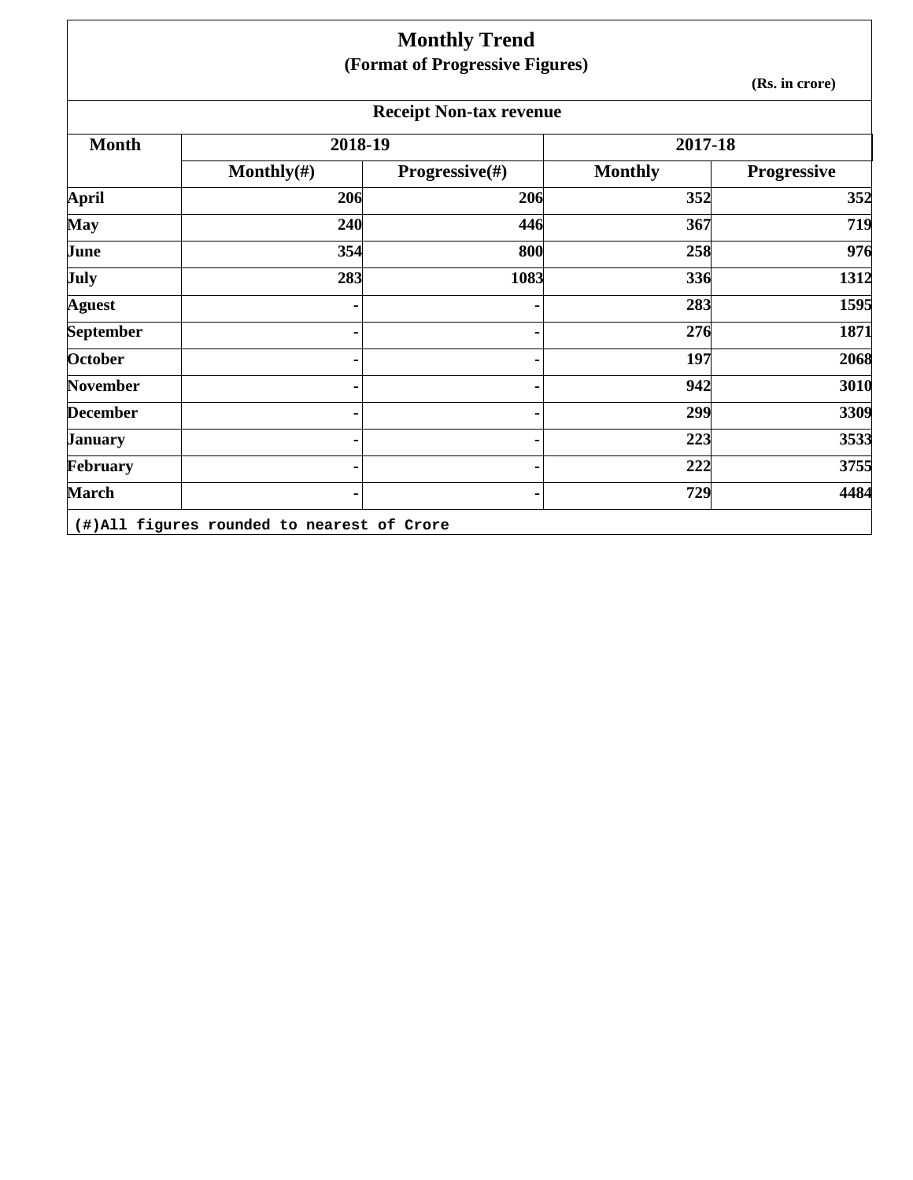# Monthly Trend

## (Format of Progressive Figures)

(Rs. in crore)

### Receipt Non-tax revenue

| Month | 2018-19 | | 2017-18 | |
|---|---|---|---|---|
| | Monthly(#) | Progressive(#) | Monthly | Progressive |
| April | 206 | 206 | 352 | 352 |
| May | 240 | 446 | 367 | 719 |
| June | 354 | 800 | 258 | 976 |
| July | 283 | 1083 | 336 | 1312 |
| Aguest | - | - | 283 | 1595 |
| September | - | - | 276 | 1871 |
| October | - | - | 197 | 2068 |
| November | - | - | 942 | 3010 |
| December | - | - | 299 | 3309 |
| January | - | - | 223 | 3533 |
| February | - | - | 222 | 3755 |
| March | - | - | 729 | 4484 |

(#)All figures rounded to nearest of Crore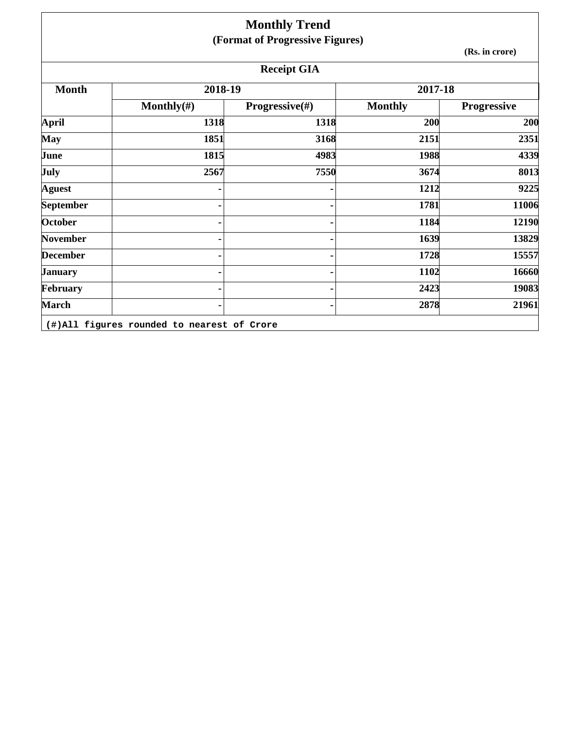# Monthly Trend

## (Format of Progressive Figures)

(Rs. in crore)

### Receipt GIA

| Month | 2018-19 | | 2017-18 | |
|---|---|---|---|---|
| | Monthly(#) | Progressive(#) | Monthly | Progressive |
| April | 1318 | 1318 | 200 | 200 |
| May | 1851 | 3168 | 2151 | 2351 |
| June | 1815 | 4983 | 1988 | 4339 |
| July | 2567 | 7550 | 3674 | 8013 |
| Aguest | - | - | 1212 | 9225 |
| September | - | - | 1781 | 11006 |
| October | - | - | 1184 | 12190 |
| November | - | - | 1639 | 13829 |
| December | - | - | 1728 | 15557 |
| January | - | - | 1102 | 16660 |
| February | - | - | 2423 | 19083 |
| March | - | - | 2878 | 21961 |

(#)All figures rounded to nearest of Crore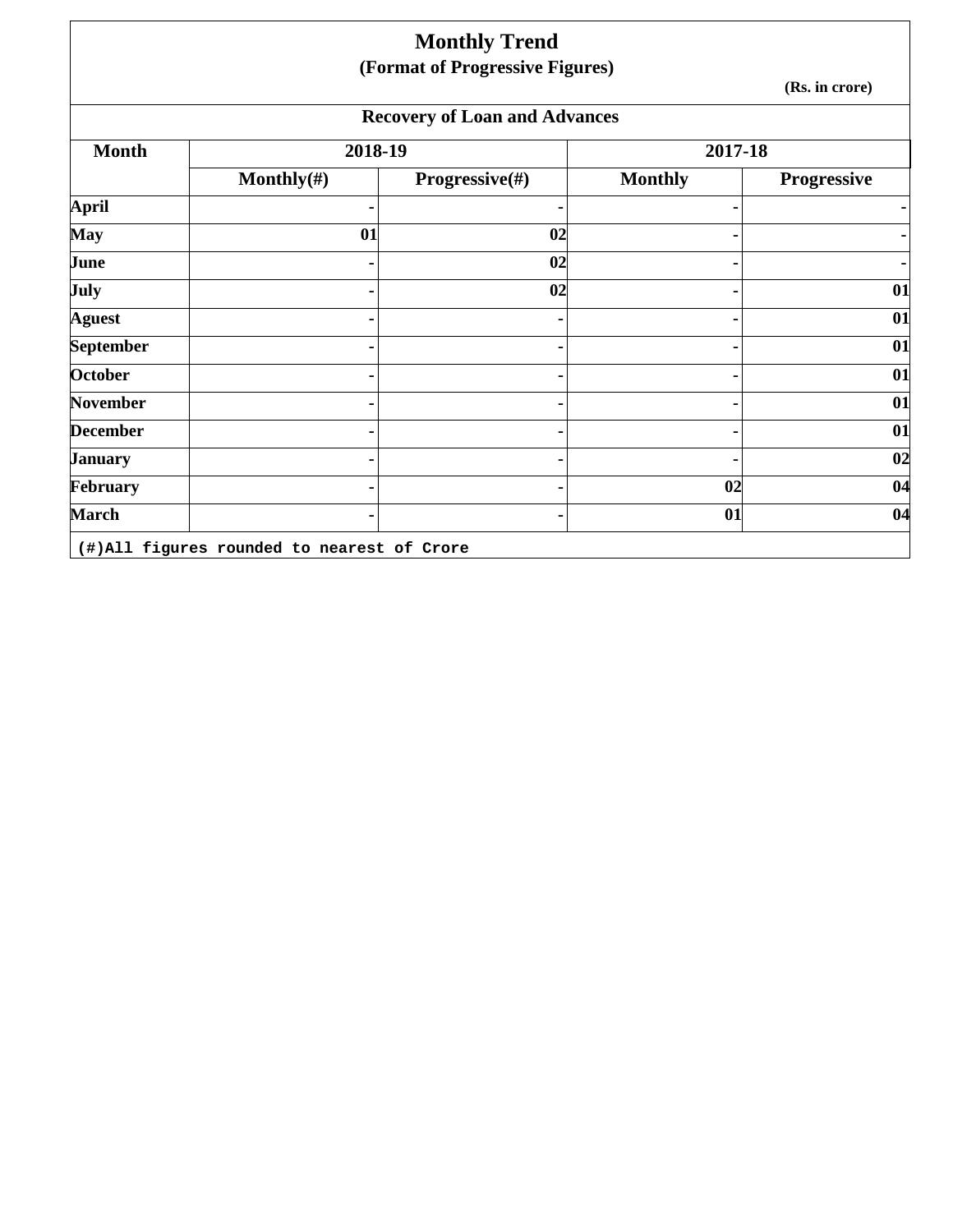# Monthly Trend

## (Format of Progressive Figures)

(Rs. in crore)

### Recovery of Loan and Advances

| Month | 2018-19 | | 2017-18 | |
|---|---|---|---|---|
| | Monthly(#) | Progressive(#) | Monthly | Progressive |
| April | - | - | - | - |
| May | 01 | 02 | - | - |
| June | - | 02 | - | - |
| July | - | 02 | - | 01 |
| Aguest | - | - | - | 01 |
| September | - | - | - | 01 |
| October | - | - | - | 01 |
| November | - | - | - | 01 |
| December | - | - | - | 01 |
| January | - | - | - | 02 |
| February | - | - | 02 | 04 |
| March | - | - | 01 | 04 |

(#)All figures rounded to nearest of Crore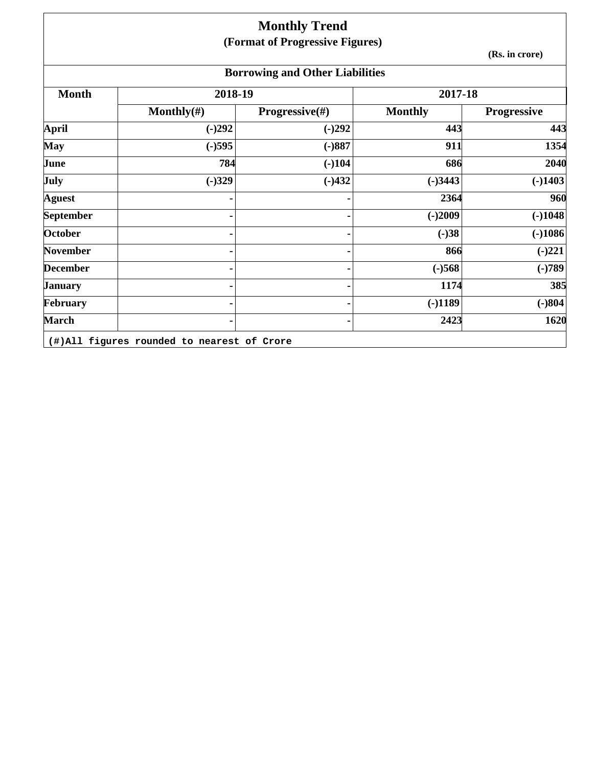# Monthly Trend

## (Format of Progressive Figures)

(Rs. in crore)

### Borrowing and Other Liabilities

| Month | 2018-19 | | 2017-18 | |
|---|---|---|---|---|
| | Monthly(#) | Progressive(#) | Monthly | Progressive |
| April | (-)292 | (-)292 | 443 | 443 |
| May | (-)595 | (-)887 | 911 | 1354 |
| June | 784 | (-)104 | 686 | 2040 |
| July | (-)329 | (-)432 | (-)3443 | (-)1403 |
| Aguest | - | - | 2364 | 960 |
| September | - | - | (-)2009 | (-)1048 |
| October | - | - | (-)38 | (-)1086 |
| November | - | - | 866 | (-)221 |
| December | - | - | (-)568 | (-)789 |
| January | - | - | 1174 | 385 |
| February | - | - | (-)1189 | (-)804 |
| March | - | - | 2423 | 1620 |

(#)All figures rounded to nearest of Crore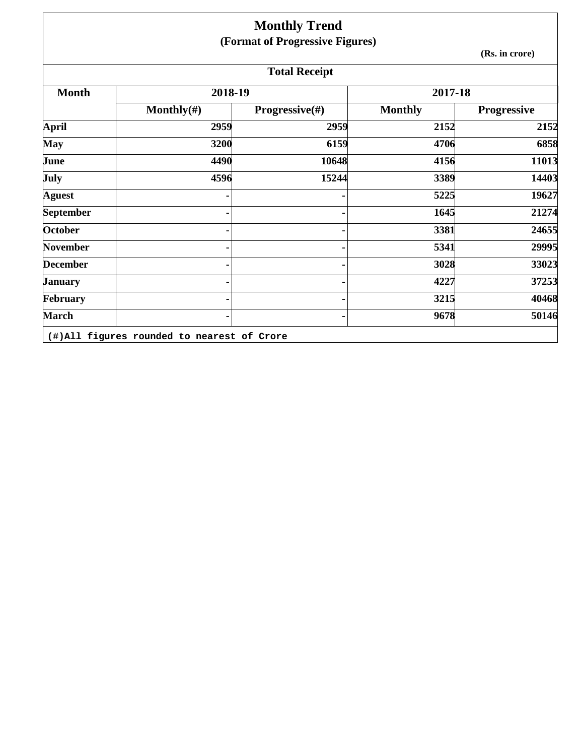# Monthly Trend

## (Format of Progressive Figures)

(Rs. in crore)

### Total Receipt

| Month | 2018-19 | | 2017-18 | |
|---|---|---|---|---|
| | Monthly(#) | Progressive(#) | Monthly | Progressive |
| April | 2959 | 2959 | 2152 | 2152 |
| May | 3200 | 6159 | 4706 | 6858 |
| June | 4490 | 10648 | 4156 | 11013 |
| July | 4596 | 15244 | 3389 | 14403 |
| Aguest | - | - | 5225 | 19627 |
| September | - | - | 1645 | 21274 |
| October | - | - | 3381 | 24655 |
| November | - | - | 5341 | 29995 |
| December | - | - | 3028 | 33023 |
| January | - | - | 4227 | 37253 |
| February | - | - | 3215 | 40468 |
| March | - | - | 9678 | 50146 |

(#)All figures rounded to nearest of Crore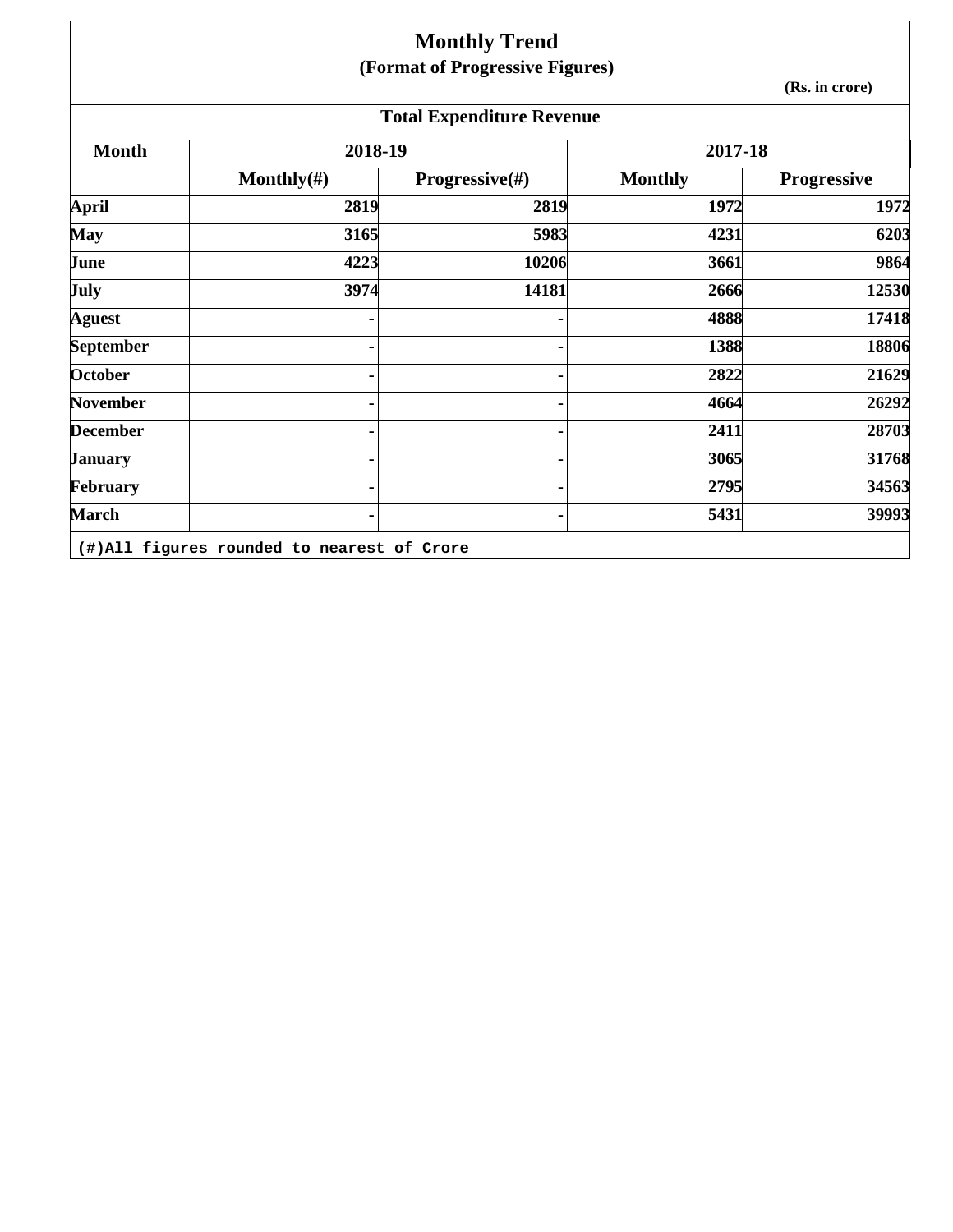# Monthly Trend

## (Format of Progressive Figures)

(Rs. in crore)

### Total Expenditure Revenue

| Month | 2018-19 | | 2017-18 | |
|---|---|---|---|---|
| | Monthly(#) | Progressive(#) | Monthly | Progressive |
| April | 2819 | 2819 | 1972 | 1972 |
| May | 3165 | 5983 | 4231 | 6203 |
| June | 4223 | 10206 | 3661 | 9864 |
| July | 3974 | 14181 | 2666 | 12530 |
| Aguest | - | - | 4888 | 17418 |
| September | - | - | 1388 | 18806 |
| October | - | - | 2822 | 21629 |
| November | - | - | 4664 | 26292 |
| December | - | - | 2411 | 28703 |
| January | - | - | 3065 | 31768 |
| February | - | - | 2795 | 34563 |
| March | - | - | 5431 | 39993 |

(#)All figures rounded to nearest of Crore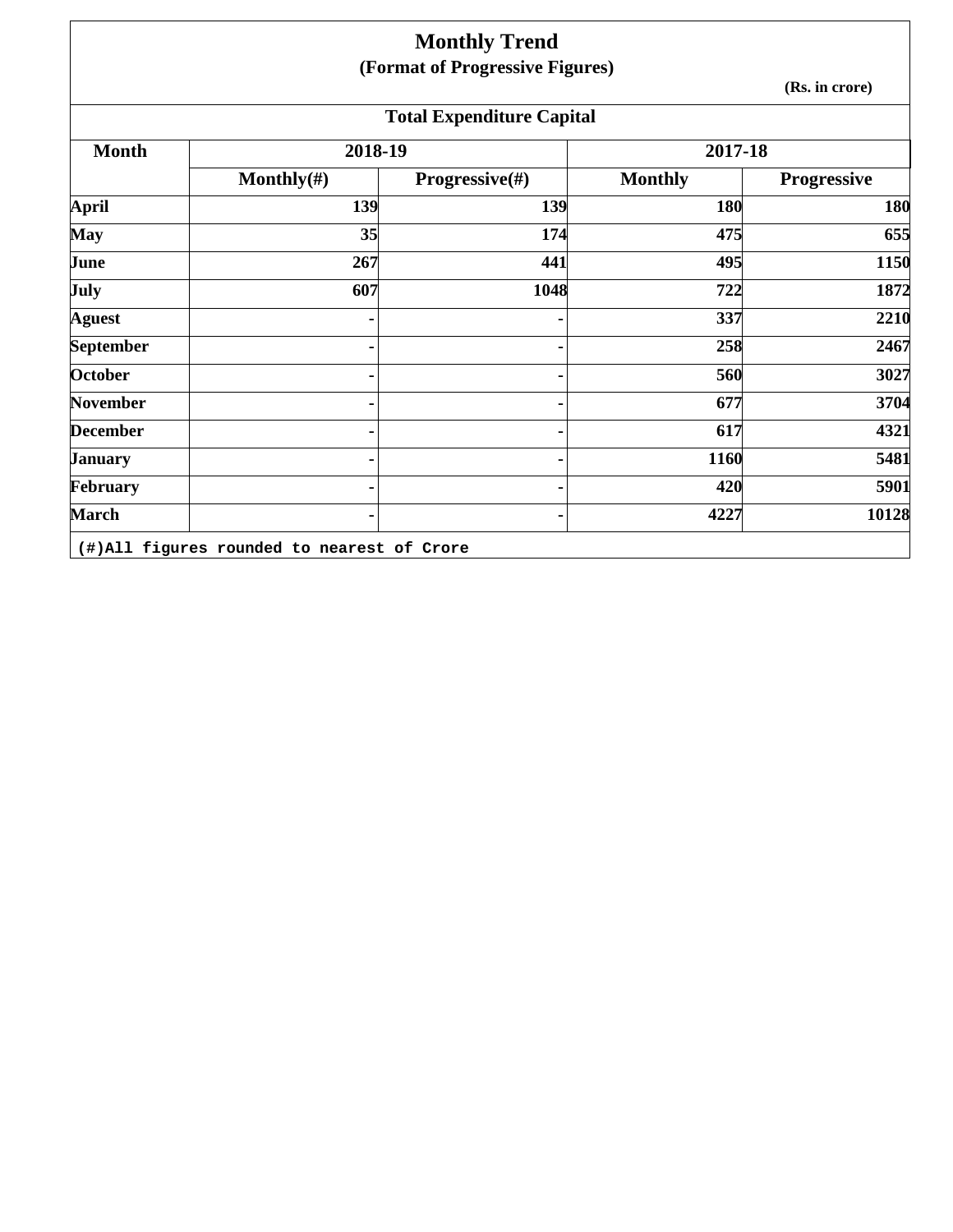# Monthly Trend

## (Format of Progressive Figures)

(Rs. in crore)

### Total Expenditure Capital

| Month | 2018-19 | | 2017-18 | |
|---|---|---|---|---|
| | Monthly(#) | Progressive(#) | Monthly | Progressive |
| April | 139 | 139 | 180 | 180 |
| May | 35 | 174 | 475 | 655 |
| June | 267 | 441 | 495 | 1150 |
| July | 607 | 1048 | 722 | 1872 |
| Aguest | - | - | 337 | 2210 |
| September | - | - | 258 | 2467 |
| October | - | - | 560 | 3027 |
| November | - | - | 677 | 3704 |
| December | - | - | 617 | 4321 |
| January | - | - | 1160 | 5481 |
| February | - | - | 420 | 5901 |
| March | - | - | 4227 | 10128 |

(#)All figures rounded to nearest of Crore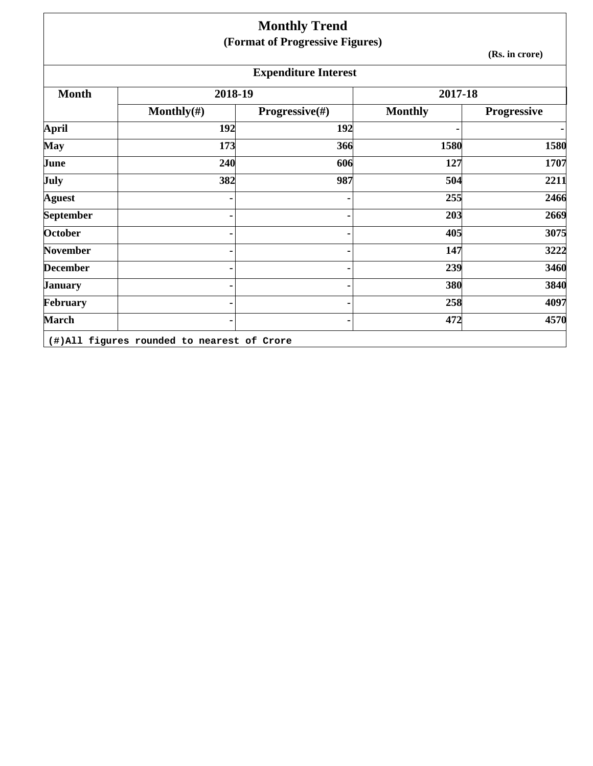# Monthly Trend

**(Format of Progressive Figures)**

**(Rs. in crore)**

## Expenditure Interest

| Month | 2018-19 | | 2017-18 | |
|---|---|---|---|---|
| | Monthly(#) | Progressive(#) | Monthly | Progressive |
| April | 192 | 192 | - | - |
| May | 173 | 366 | 1580 | 1580 |
| June | 240 | 606 | 127 | 1707 |
| July | 382 | 987 | 504 | 2211 |
| Aguest | - | - | 255 | 2466 |
| September | - | - | 203 | 2669 |
| October | - | - | 405 | 3075 |
| November | - | - | 147 | 3222 |
| December | - | - | 239 | 3460 |
| January | - | - | 380 | 3840 |
| February | - | - | 258 | 4097 |
| March | - | - | 472 | 4570 |

(#)All figures rounded to nearest of Crore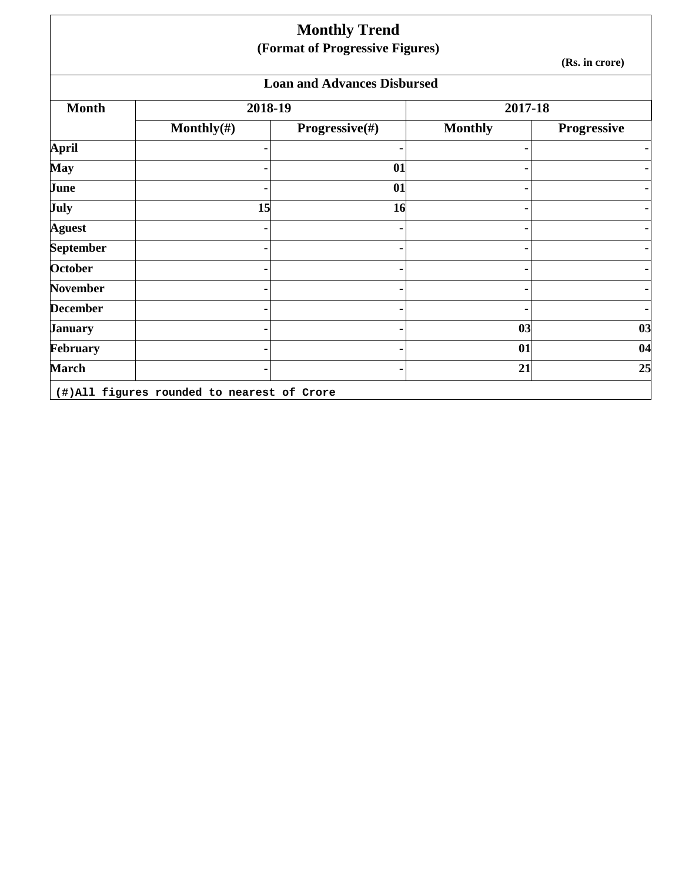# Monthly Trend

## (Format of Progressive Figures)

(Rs. in crore)

### Loan and Advances Disbursed

| Month | 2018-19 | | 2017-18 | |
|---|---|---|---|---|
| | Monthly(#) | Progressive(#) | Monthly | Progressive |
| April | - | - | - | - |
| May | - | 01 | - | - |
| June | - | 01 | - | - |
| July | 15 | 16 | - | - |
| Aguest | - | - | - | - |
| September | - | - | - | - |
| October | - | - | - | - |
| November | - | - | - | - |
| December | - | - | - | - |
| January | - | - | 03 | 03 |
| February | - | - | 01 | 04 |
| March | - | - | 21 | 25 |

(#)All figures rounded to nearest of Crore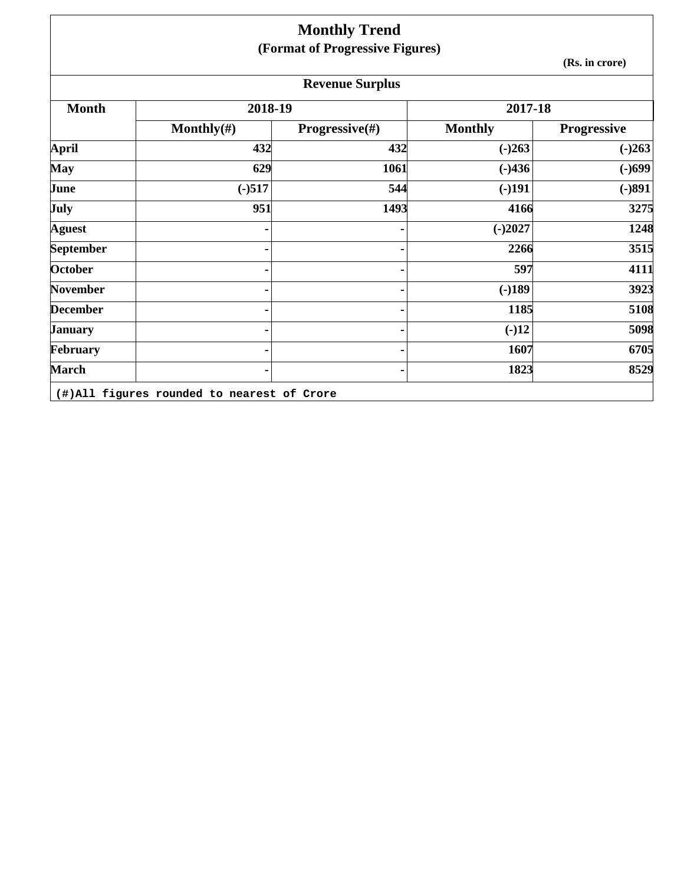# Monthly Trend

## (Format of Progressive Figures)

(Rs. in crore)

### Revenue Surplus

| Month | 2018-19 | | 2017-18 | |
|---|---|---|---|---|
| | Monthly(#) | Progressive(#) | Monthly | Progressive |
| April | 432 | 432 | (-)263 | (-)263 |
| May | 629 | 1061 | (-)436 | (-)699 |
| June | (-)517 | 544 | (-)191 | (-)891 |
| July | 951 | 1493 | 4166 | 3275 |
| Aguest | - | - | (-)2027 | 1248 |
| September | - | - | 2266 | 3515 |
| October | - | - | 597 | 4111 |
| November | - | - | (-)189 | 3923 |
| December | - | - | 1185 | 5108 |
| January | - | - | (-)12 | 5098 |
| February | - | - | 1607 | 6705 |
| March | - | - | 1823 | 8529 |

(#)All figures rounded to nearest of Crore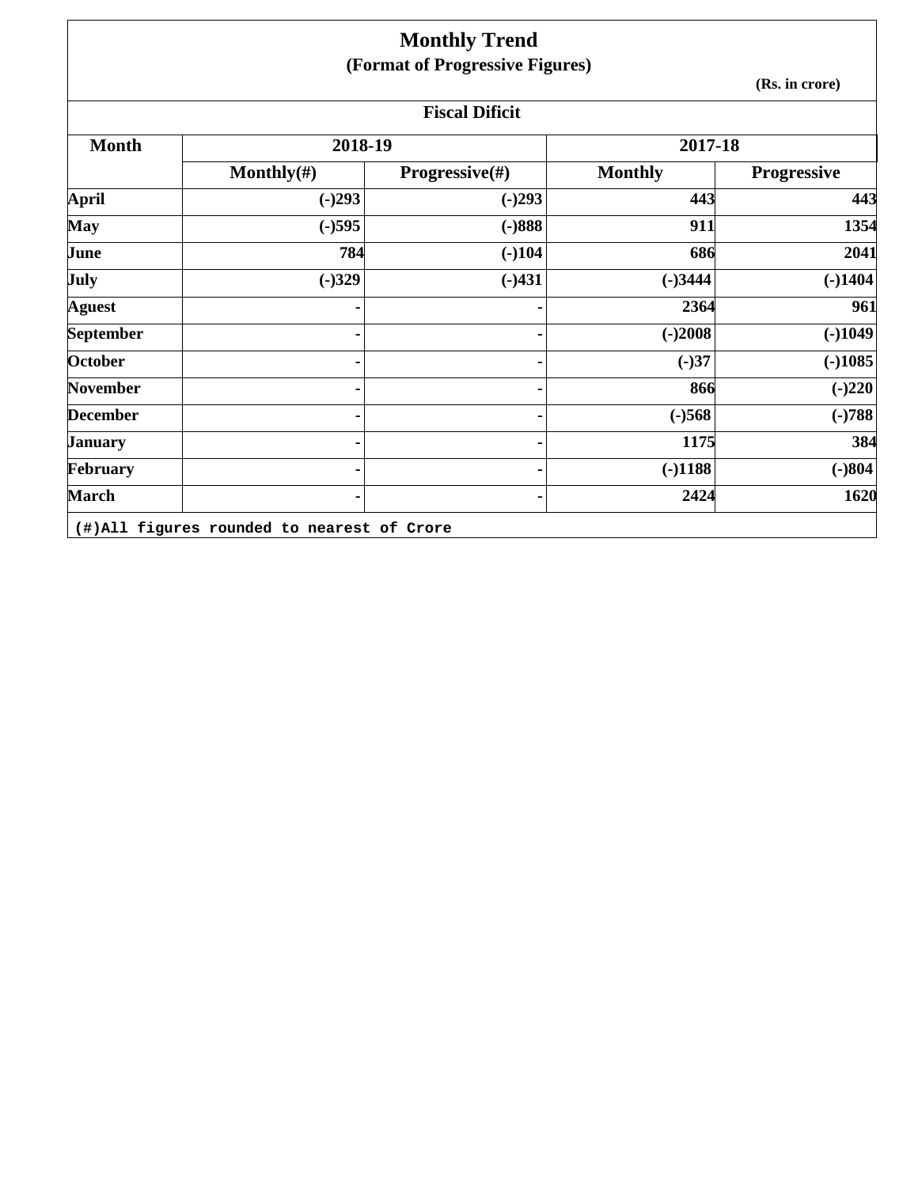# Monthly Trend

## (Format of Progressive Figures)

(Rs. in crore)

### Fiscal Dificit

| Month | 2018-19 | | 2017-18 | |
|---|---|---|---|---|
| | Monthly(#) | Progressive(#) | Monthly | Progressive |
| April | (-)293 | (-)293 | 443 | 443 |
| May | (-)595 | (-)888 | 911 | 1354 |
| June | 784 | (-)104 | 686 | 2041 |
| July | (-)329 | (-)431 | (-)3444 | (-)1404 |
| Aguest | - | - | 2364 | 961 |
| September | - | - | (-)2008 | (-)1049 |
| October | - | - | (-)37 | (-)1085 |
| November | - | - | 866 | (-)220 |
| December | - | - | (-)568 | (-)788 |
| January | - | - | 1175 | 384 |
| February | - | - | (-)1188 | (-)804 |
| March | - | - | 2424 | 1620 |

(#)All figures rounded to nearest of Crore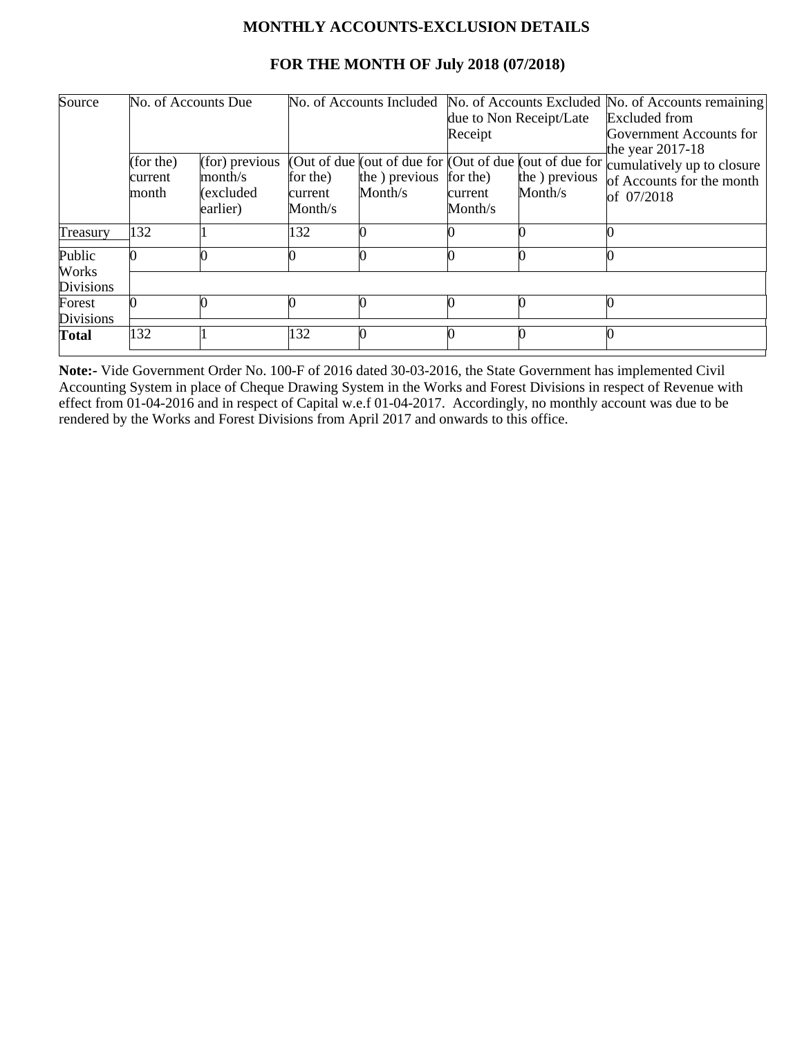**MONTHLY ACCOUNTS-EXCLUSION DETAILS**

**FOR THE MONTH OF July 2018 (07/2018)**

| Source | No. of Accounts Due | | No. of Accounts Included | | No. of Accounts Excluded due to Non Receipt/Late Receipt | | No. of Accounts remaining Excluded from Government Accounts for the year 2017-18 cumulatively up to closure of Accounts for the month of 07/2018 |
|---|---|---|---|---|---|---|---|
| | (for the) current month | (for) previous month/s (excluded earlier) | (Out of due for the) current Month/s | (out of due for the ) previous Month/s | (Out of due for the) current Month/s | (out of due for the ) previous Month/s | |
| Treasury | 132 | 1 | 132 | 0 | 0 | 0 | 0 |
| Public Works Divisions | 0 | 0 | 0 | 0 | 0 | 0 | 0 |
| Forest Divisions | 0 | 0 | 0 | 0 | 0 | 0 | 0 |
| **Total** | 132 | 1 | 132 | 0 | 0 | 0 | 0 |

**Note:-** Vide Government Order No. 100-F of 2016 dated 30-03-2016, the State Government has implemented Civil Accounting System in place of Cheque Drawing System in the Works and Forest Divisions in respect of Revenue with effect from 01-04-2016 and in respect of Capital w.e.f 01-04-2017. Accordingly, no monthly account was due to be rendered by the Works and Forest Divisions from April 2017 and onwards to this office.